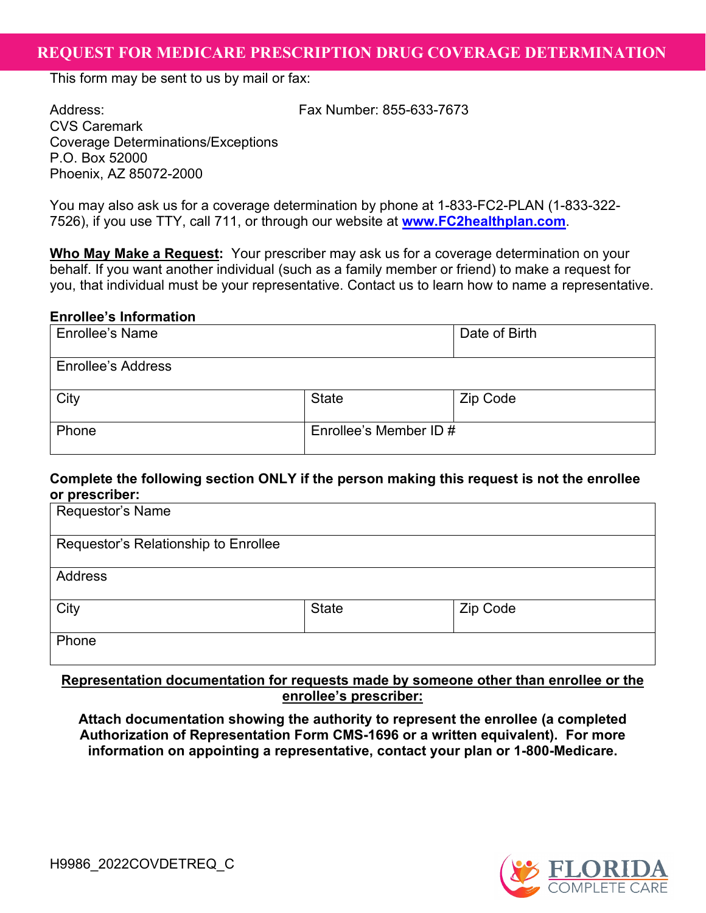# REQUEST FOR MEDICARE PRESCRIPTION DRUG COVERAGE DETERMINATION

This form may be sent to us by mail or fax:

Address:
CVS Caremark
Coverage Determinations/Exceptions
P.O. Box 52000
Phoenix, AZ 85072-2000

Fax Number: 855-633-7673

You may also ask us for a coverage determination by phone at 1-833-FC2-PLAN (1-833-322-7526), if you use TTY, call 711, or through our website at **www.FC2healthplan.com**.

**Who May Make a Request:** Your prescriber may ask us for a coverage determination on your behalf. If you want another individual (such as a family member or friend) to make a request for you, that individual must be your representative. Contact us to learn how to name a representative.

**Enrollee's Information**

| Enrollee's Name | | Date of Birth |
|---|---|---|
| Enrollee's Address | | |
| City | State | Zip Code |
| Phone | Enrollee's Member ID # | |

**Complete the following section ONLY if the person making this request is not the enrollee or prescriber:**

| Requestor's Name | | |
|---|---|---|
| Requestor's Relationship to Enrollee | | |
| Address | | |
| City | State | Zip Code |
| Phone | | |

**Representation documentation for requests made by someone other than enrollee or the enrollee's prescriber:**

**Attach documentation showing the authority to represent the enrollee (a completed Authorization of Representation Form CMS-1696 or a written equivalent). For more information on appointing a representative, contact your plan or 1-800-Medicare.**

H9986_2022COVDETREQ_C

FLORIDA COMPLETE CARE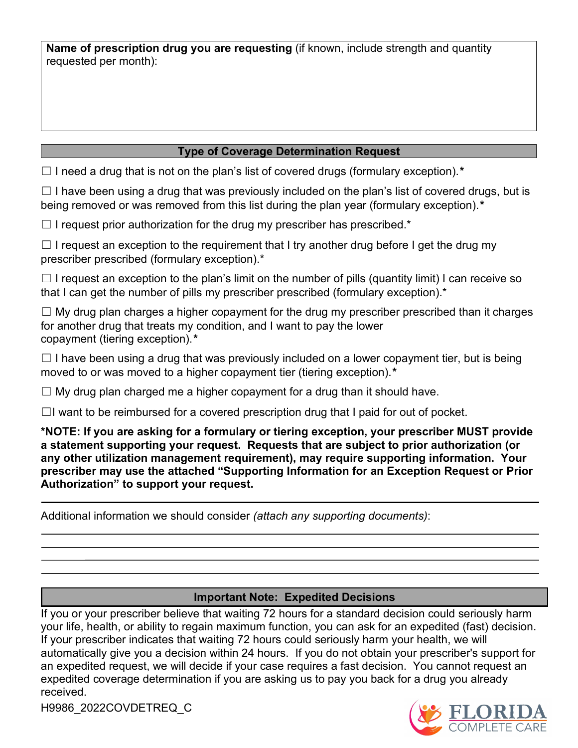**Name of prescription drug you are requesting** (if known, include strength and quantity requested per month):

## Type of Coverage Determination Request

☐ I need a drug that is not on the plan's list of covered drugs (formulary exception).**\***

☐ I have been using a drug that was previously included on the plan's list of covered drugs, but is being removed or was removed from this list during the plan year (formulary exception).**\***

☐ I request prior authorization for the drug my prescriber has prescribed.*

☐ I request an exception to the requirement that I try another drug before I get the drug my prescriber prescribed (formulary exception).*

☐ I request an exception to the plan's limit on the number of pills (quantity limit) I can receive so that I can get the number of pills my prescriber prescribed (formulary exception).*

☐ My drug plan charges a higher copayment for the drug my prescriber prescribed than it charges for another drug that treats my condition, and I want to pay the lower copayment (tiering exception).**\***

☐ I have been using a drug that was previously included on a lower copayment tier, but is being moved to or was moved to a higher copayment tier (tiering exception).**\***

☐ My drug plan charged me a higher copayment for a drug than it should have.

☐I want to be reimbursed for a covered prescription drug that I paid for out of pocket.

**\*NOTE: If you are asking for a formulary or tiering exception, your prescriber MUST provide a statement supporting your request. Requests that are subject to prior authorization (or any other utilization management requirement), may require supporting information. Your prescriber may use the attached "Supporting Information for an Exception Request or Prior Authorization" to support your request.**

Additional information we should consider *(attach any supporting documents)*:

______________________________________________________________________________

______________________________________________________________________________

______________________________________________________________________________

______________________________________________________________________________

## Important Note: Expedited Decisions

If you or your prescriber believe that waiting 72 hours for a standard decision could seriously harm your life, health, or ability to regain maximum function, you can ask for an expedited (fast) decision. If your prescriber indicates that waiting 72 hours could seriously harm your health, we will automatically give you a decision within 24 hours. If you do not obtain your prescriber's support for an expedited request, we will decide if your case requires a fast decision. You cannot request an expedited coverage determination if you are asking us to pay you back for a drug you already received.

H9986_2022COVDETREQ_C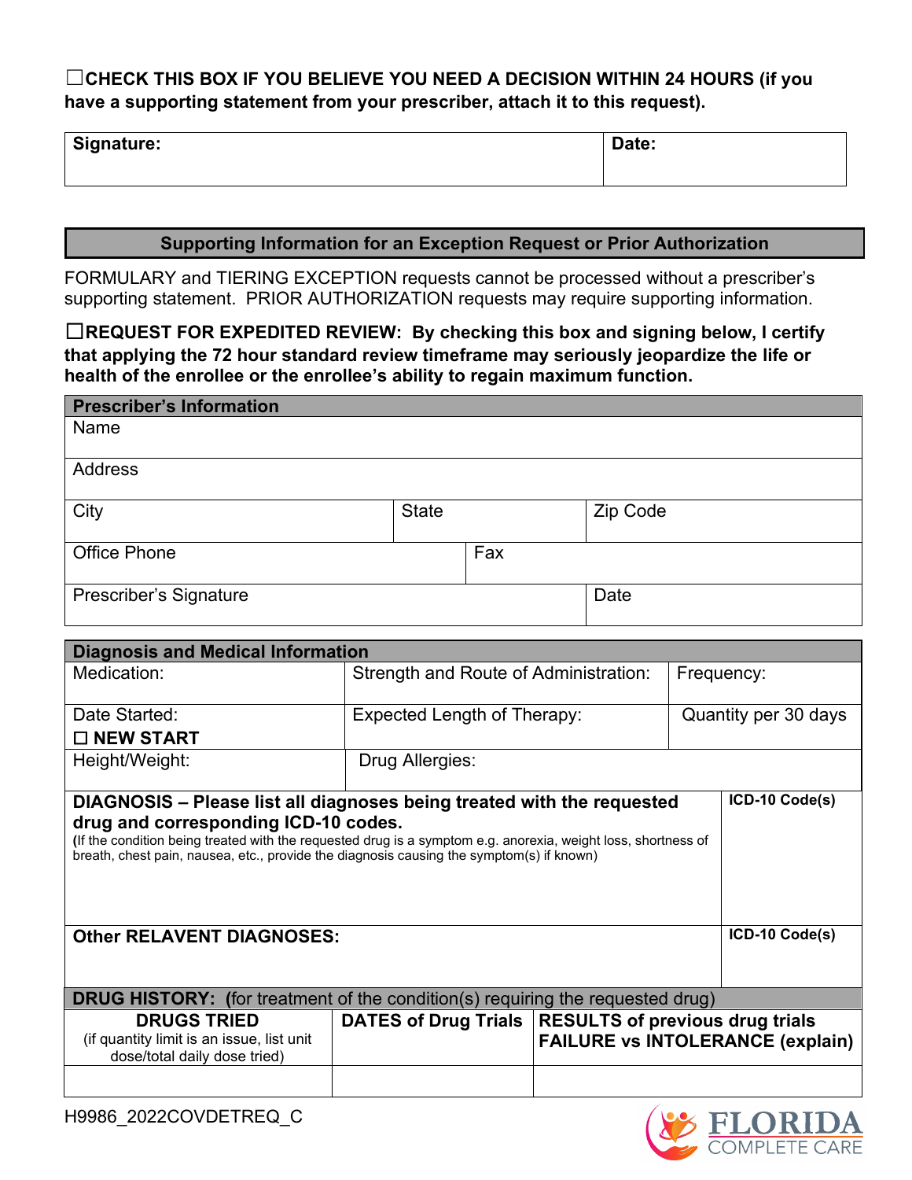☐**CHECK THIS BOX IF YOU BELIEVE YOU NEED A DECISION WITHIN 24 HOURS (if you have a supporting statement from your prescriber, attach it to this request).**

| Signature: | Date: |
|---|---|
| | |

## Supporting Information for an Exception Request or Prior Authorization

FORMULARY and TIERING EXCEPTION requests cannot be processed without a prescriber's supporting statement. PRIOR AUTHORIZATION requests may require supporting information.

☐**REQUEST FOR EXPEDITED REVIEW: By checking this box and signing below, I certify that applying the 72 hour standard review timeframe may seriously jeopardize the life or health of the enrollee or the enrollee's ability to regain maximum function.**

| **Prescriber's Information** | | |
|---|---|---|
| Name | | |
| Address | | |
| City | State | Zip Code |
| Office Phone | Fax | |
| Prescriber's Signature | | Date |

| **Diagnosis and Medical Information** | | |
|---|---|---|
| Medication: | Strength and Route of Administration: | Frequency: |
| Date Started: ☐ **NEW START** | Expected Length of Therapy: | Quantity per 30 days |
| Height/Weight: | Drug Allergies: | |

| **DIAGNOSIS – Please list all diagnoses being treated with the requested drug and corresponding ICD-10 codes.** (If the condition being treated with the requested drug is a symptom e.g. anorexia, weight loss, shortness of breath, chest pain, nausea, etc., provide the diagnosis causing the symptom(s) if known) | **ICD-10 Code(s)** |
|---|---|
| | |
| **Other RELAVENT DIAGNOSES:** | **ICD-10 Code(s)** |
| | |

| **DRUG HISTORY: (**for treatment of the condition(s) requiring the requested drug) | | |
|---|---|---|
| **DRUGS TRIED** (if quantity limit is an issue, list unit dose/total daily dose tried) | **DATES of Drug Trials** | **RESULTS of previous drug trials FAILURE vs INTOLERANCE (explain)** |
| | | |

H9986_2022COVDETREQ_C

FLORIDA COMPLETE CARE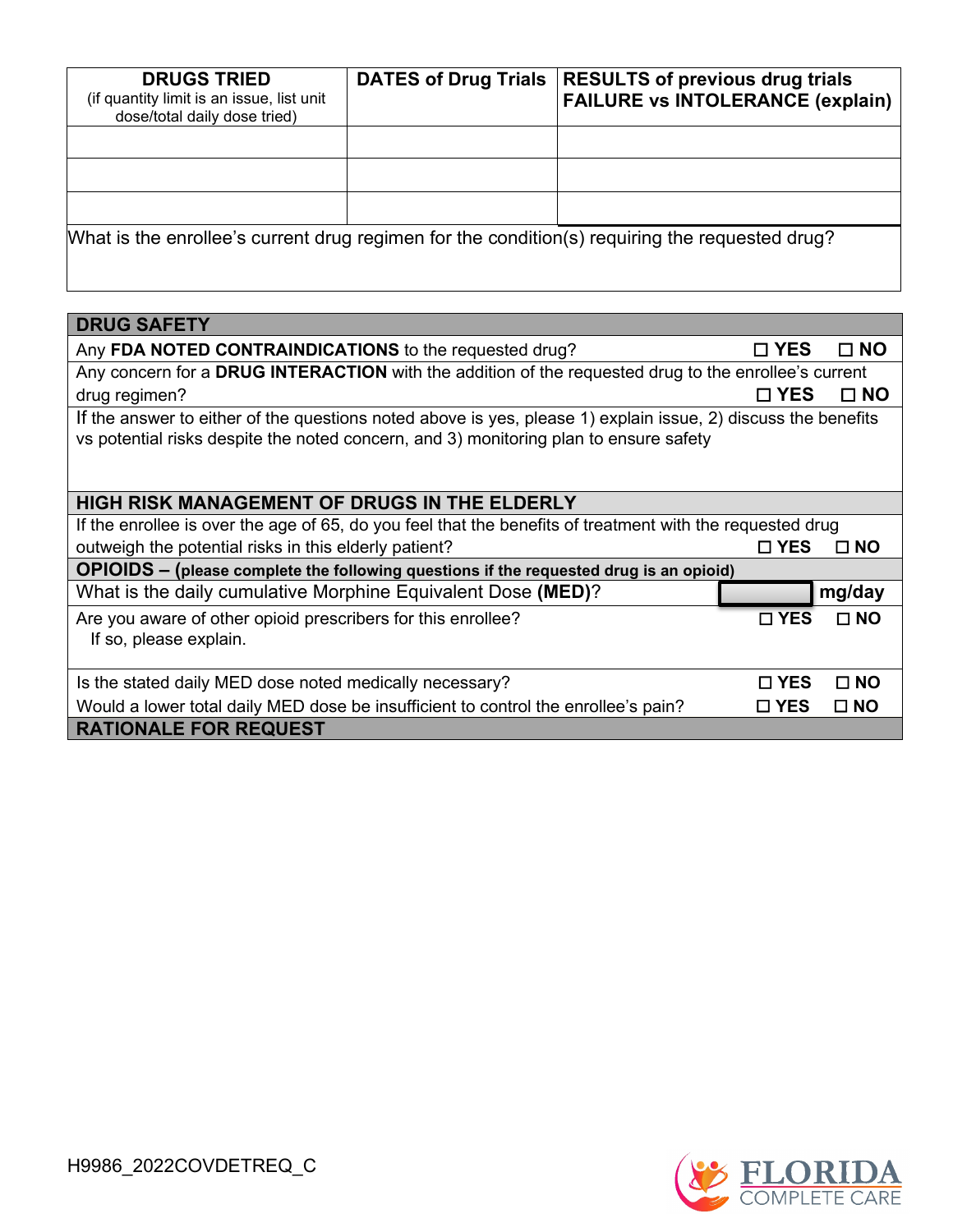| DRUGS TRIED (if quantity limit is an issue, list unit dose/total daily dose tried) | DATES of Drug Trials | RESULTS of previous drug trials FAILURE vs INTOLERANCE (explain) |
|---|---|---|
| | | |
| | | |
| | | |

What is the enrollee's current drug regimen for the condition(s) requiring the requested drug?

## DRUG SAFETY

Any **FDA NOTED CONTRAINDICATIONS** to the requested drug? ☐ YES ☐ NO

Any concern for a **DRUG INTERACTION** with the addition of the requested drug to the enrollee's current drug regimen? ☐ YES ☐ NO

If the answer to either of the questions noted above is yes, please 1) explain issue, 2) discuss the benefits vs potential risks despite the noted concern, and 3) monitoring plan to ensure safety

## HIGH RISK MANAGEMENT OF DRUGS IN THE ELDERLY

If the enrollee is over the age of 65, do you feel that the benefits of treatment with the requested drug outweigh the potential risks in this elderly patient? ☐ YES ☐ NO

## OPIOIDS – (please complete the following questions if the requested drug is an opioid)

What is the daily cumulative Morphine Equivalent Dose **(MED)**? ________ **mg/day**

Are you aware of other opioid prescribers for this enrollee? ☐ YES ☐ NO
If so, please explain.

Is the stated daily MED dose noted medically necessary? ☐ YES ☐ NO

Would a lower total daily MED dose be insufficient to control the enrollee's pain? ☐ YES ☐ NO

## RATIONALE FOR REQUEST

H9986_2022COVDETREQ_C

FLORIDA COMPLETE CARE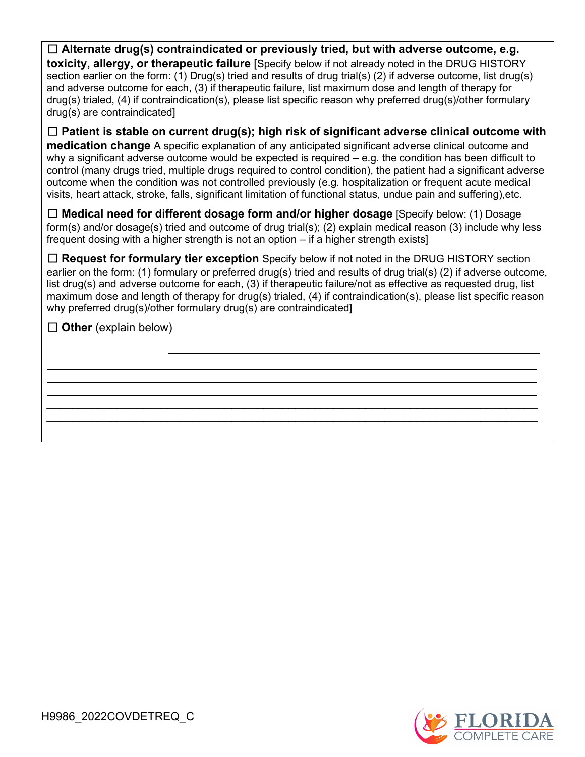☐ **Alternate drug(s) contraindicated or previously tried, but with adverse outcome, e.g. toxicity, allergy, or therapeutic failure** [Specify below if not already noted in the DRUG HISTORY section earlier on the form: (1) Drug(s) tried and results of drug trial(s) (2) if adverse outcome, list drug(s) and adverse outcome for each, (3) if therapeutic failure, list maximum dose and length of therapy for drug(s) trialed, (4) if contraindication(s), please list specific reason why preferred drug(s)/other formulary drug(s) are contraindicated]

☐ **Patient is stable on current drug(s); high risk of significant adverse clinical outcome with medication change** A specific explanation of any anticipated significant adverse clinical outcome and why a significant adverse outcome would be expected is required – e.g. the condition has been difficult to control (many drugs tried, multiple drugs required to control condition), the patient had a significant adverse outcome when the condition was not controlled previously (e.g. hospitalization or frequent acute medical visits, heart attack, stroke, falls, significant limitation of functional status, undue pain and suffering),etc.

☐ **Medical need for different dosage form and/or higher dosage** [Specify below: (1) Dosage form(s) and/or dosage(s) tried and outcome of drug trial(s); (2) explain medical reason (3) include why less frequent dosing with a higher strength is not an option – if a higher strength exists]

☐ **Request for formulary tier exception** Specify below if not noted in the DRUG HISTORY section earlier on the form: (1) formulary or preferred drug(s) tried and results of drug trial(s) (2) if adverse outcome, list drug(s) and adverse outcome for each, (3) if therapeutic failure/not as effective as requested drug, list maximum dose and length of therapy for drug(s) trialed, (4) if contraindication(s), please list specific reason why preferred drug(s)/other formulary drug(s) are contraindicated]

☐ **Other** (explain below)

______________________________________________

______________________________________________

______________________________________________

______________________________________________

______________________________________________

______________________________________________

H9986_2022COVDETREQ_C

FLORIDA COMPLETE CARE